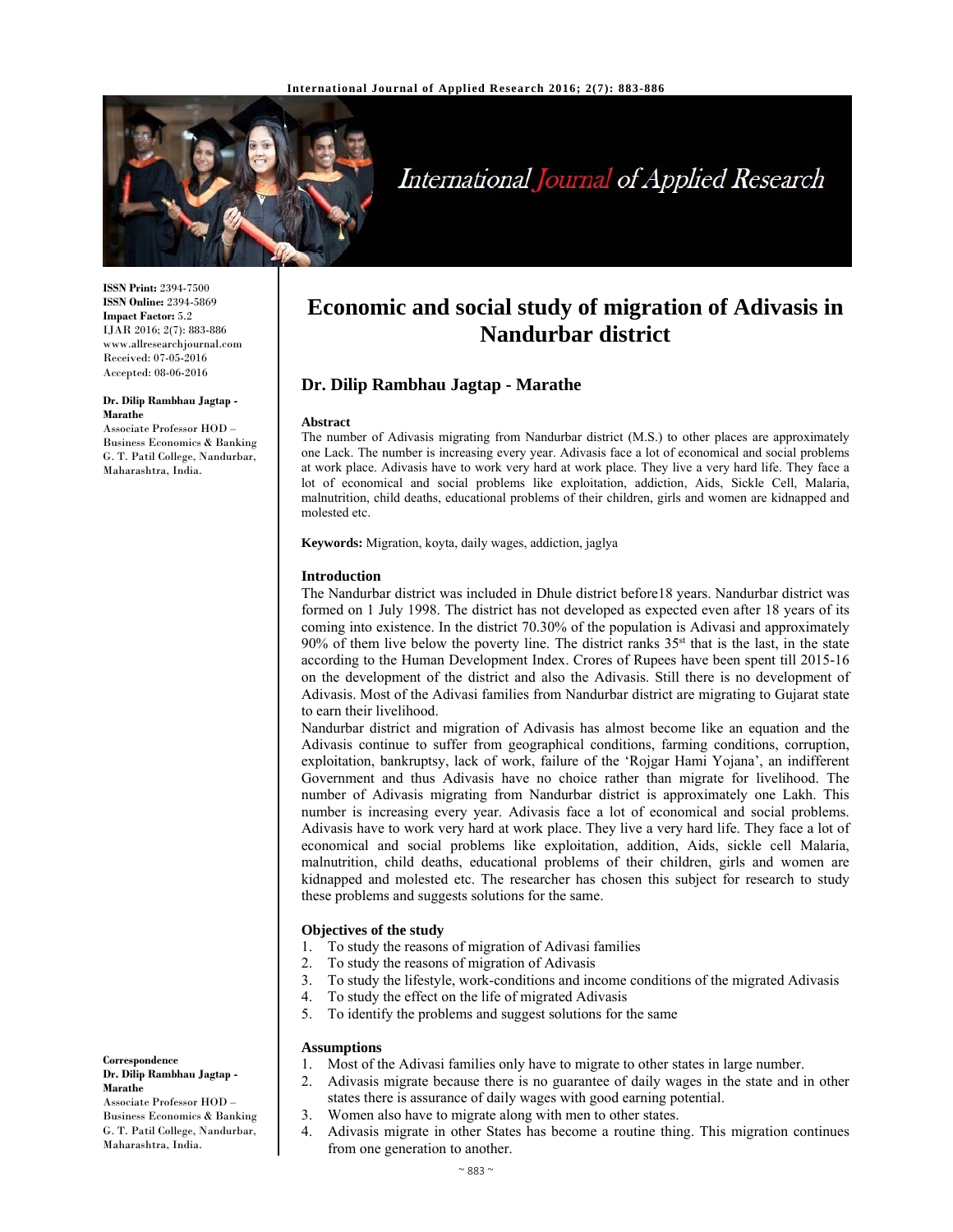**ISSN Print:** 2394-7500
**ISSN Online:** 2394-5869
**Impact Factor:** 5.2
IJAR 2016; 2(7): 883-886
www.allresearchjournal.com
Received: 07-05-2016
Accepted: 08-06-2016

**Dr. Dilip Rambhau Jagtap - Marathe**
Associate Professor HOD – Business Economics & Banking G. T. Patil College, Nandurbar, Maharashtra, India.

**Correspondence**
**Dr. Dilip Rambhau Jagtap - Marathe**
Associate Professor HOD – Business Economics & Banking G. T. Patil College, Nandurbar, Maharashtra, India.

# Economic and social study of migration of Adivasis in Nandurbar district

## Dr. Dilip Rambhau Jagtap - Marathe

**Abstract**

The number of Adivasis migrating from Nandurbar district (M.S.) to other places are approximately one Lack. The number is increasing every year. Adivasis face a lot of economical and social problems at work place. Adivasis have to work very hard at work place. They live a very hard life. They face a lot of economical and social problems like exploitation, addiction, Aids, Sickle Cell, Malaria, malnutrition, child deaths, educational problems of their children, girls and women are kidnapped and molested etc.

**Keywords:** Migration, koyta, daily wages, addiction, jaglya

### Introduction

The Nandurbar district was included in Dhule district before18 years. Nandurbar district was formed on 1 July 1998. The district has not developed as expected even after 18 years of its coming into existence. In the district 70.30% of the population is Adivasi and approximately 90% of them live below the poverty line. The district ranks 35st that is the last, in the state according to the Human Development Index. Crores of Rupees have been spent till 2015-16 on the development of the district and also the Adivasis. Still there is no development of Adivasis. Most of the Adivasi families from Nandurbar district are migrating to Gujarat state to earn their livelihood.

Nandurbar district and migration of Adivasis has almost become like an equation and the Adivasis continue to suffer from geographical conditions, farming conditions, corruption, exploitation, bankruptsy, lack of work, failure of the 'Rojgar Hami Yojana', an indifferent Government and thus Adivasis have no choice rather than migrate for livelihood. The number of Adivasis migrating from Nandurbar district is approximately one Lakh. This number is increasing every year. Adivasis face a lot of economical and social problems. Adivasis have to work very hard at work place. They live a very hard life. They face a lot of economical and social problems like exploitation, addition, Aids, sickle cell Malaria, malnutrition, child deaths, educational problems of their children, girls and women are kidnapped and molested etc. The researcher has chosen this subject for research to study these problems and suggests solutions for the same.

### Objectives of the study

1. To study the reasons of migration of Adivasi families
2. To study the reasons of migration of Adivasis
3. To study the lifestyle, work-conditions and income conditions of the migrated Adivasis
4. To study the effect on the life of migrated Adivasis
5. To identify the problems and suggest solutions for the same

### Assumptions

1. Most of the Adivasi families only have to migrate to other states in large number.
2. Adivasis migrate because there is no guarantee of daily wages in the state and in other states there is assurance of daily wages with good earning potential.
3. Women also have to migrate along with men to other states.
4. Adivasis migrate in other States has become a routine thing. This migration continues from one generation to another.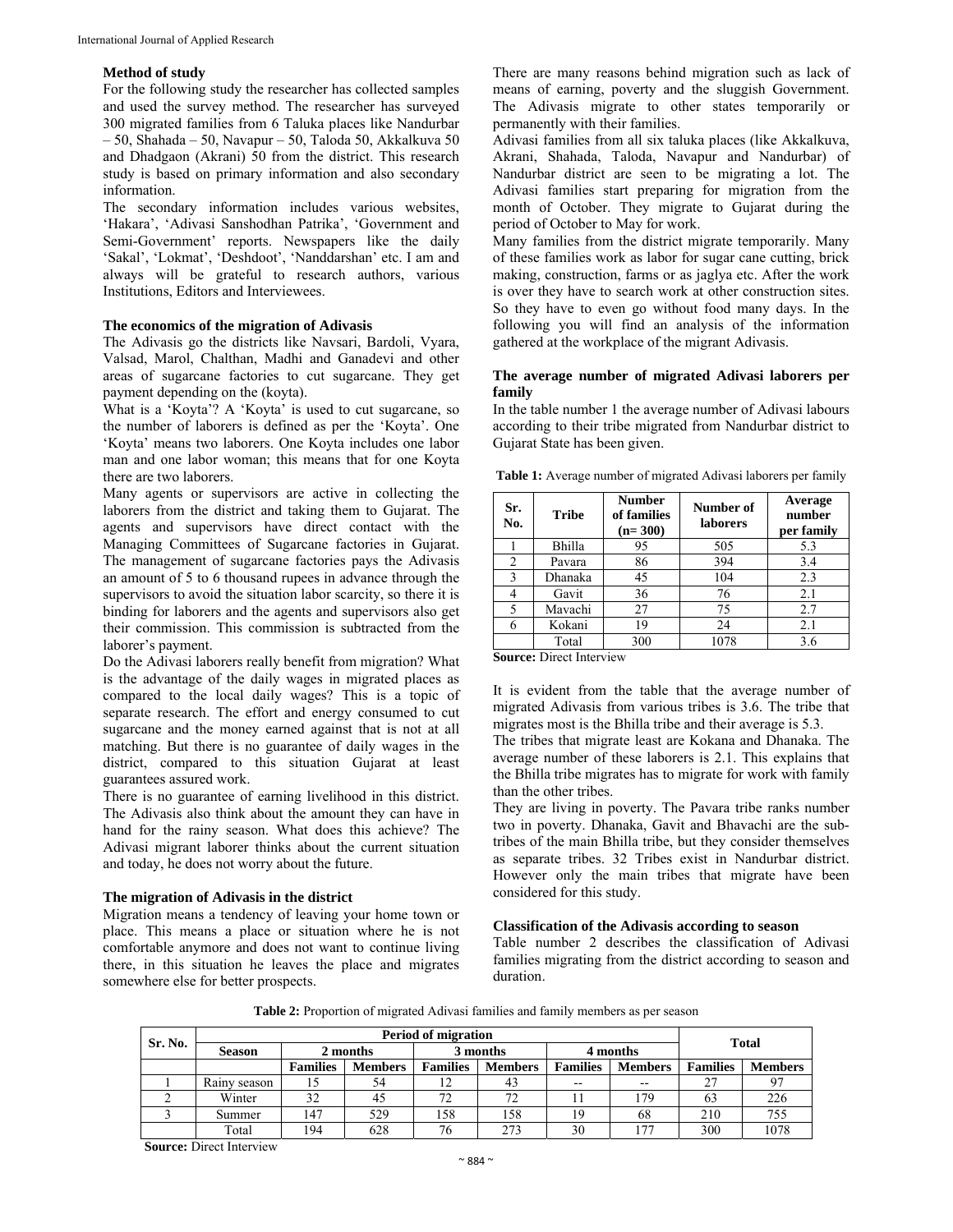### Method of study

For the following study the researcher has collected samples and used the survey method. The researcher has surveyed 300 migrated families from 6 Taluka places like Nandurbar – 50, Shahada – 50, Navapur – 50, Taloda 50, Akkalkuva 50 and Dhadgaon (Akrani) 50 from the district. This research study is based on primary information and also secondary information.

The secondary information includes various websites, 'Hakara', 'Adivasi Sanshodhan Patrika', 'Government and Semi-Government' reports. Newspapers like the daily 'Sakal', 'Lokmat', 'Deshdoot', 'Nanddarshan' etc. I am and always will be grateful to research authors, various Institutions, Editors and Interviewees.

### The economics of the migration of Adivasis

The Adivasis go the districts like Navsari, Bardoli, Vyara, Valsad, Marol, Chalthan, Madhi and Ganadevi and other areas of sugarcane factories to cut sugarcane. They get payment depending on the (koyta).

What is a 'Koyta'? A 'Koyta' is used to cut sugarcane, so the number of laborers is defined as per the 'Koyta'. One 'Koyta' means two laborers. One Koyta includes one labor man and one labor woman; this means that for one Koyta there are two laborers.

Many agents or supervisors are active in collecting the laborers from the district and taking them to Gujarat. The agents and supervisors have direct contact with the Managing Committees of Sugarcane factories in Gujarat. The management of sugarcane factories pays the Adivasis an amount of 5 to 6 thousand rupees in advance through the supervisors to avoid the situation labor scarcity, so there it is binding for laborers and the agents and supervisors also get their commission. This commission is subtracted from the laborer's payment.

Do the Adivasi laborers really benefit from migration? What is the advantage of the daily wages in migrated places as compared to the local daily wages? This is a topic of separate research. The effort and energy consumed to cut sugarcane and the money earned against that is not at all matching. But there is no guarantee of daily wages in the district, compared to this situation Gujarat at least guarantees assured work.

There is no guarantee of earning livelihood in this district. The Adivasis also think about the amount they can have in hand for the rainy season. What does this achieve? The Adivasi migrant laborer thinks about the current situation and today, he does not worry about the future.

### The migration of Adivasis in the district

Migration means a tendency of leaving your home town or place. This means a place or situation where he is not comfortable anymore and does not want to continue living there, in this situation he leaves the place and migrates somewhere else for better prospects.

There are many reasons behind migration such as lack of means of earning, poverty and the sluggish Government. The Adivasis migrate to other states temporarily or permanently with their families.

Adivasi families from all six taluka places (like Akkalkuva, Akrani, Shahada, Taloda, Navapur and Nandurbar) of Nandurbar district are seen to be migrating a lot. The Adivasi families start preparing for migration from the month of October. They migrate to Gujarat during the period of October to May for work.

Many families from the district migrate temporarily. Many of these families work as labor for sugar cane cutting, brick making, construction, farms or as jaglya etc. After the work is over they have to search work at other construction sites. So they have to even go without food many days. In the following you will find an analysis of the information gathered at the workplace of the migrant Adivasis.

### The average number of migrated Adivasi laborers per family

In the table number 1 the average number of Adivasi labours according to their tribe migrated from Nandurbar district to Gujarat State has been given.

**Table 1:** Average number of migrated Adivasi laborers per family

| Sr. No. | Tribe | Number of families (n= 300) | Number of laborers | Average number per family |
|---|---|---|---|---|
| 1 | Bhilla | 95 | 505 | 5.3 |
| 2 | Pavara | 86 | 394 | 3.4 |
| 3 | Dhanaka | 45 | 104 | 2.3 |
| 4 | Gavit | 36 | 76 | 2.1 |
| 5 | Mavachi | 27 | 75 | 2.7 |
| 6 | Kokani | 19 | 24 | 2.1 |
| | Total | 300 | 1078 | 3.6 |

**Source:** Direct Interview

It is evident from the table that the average number of migrated Adivasis from various tribes is 3.6. The tribe that migrates most is the Bhilla tribe and their average is 5.3.

The tribes that migrate least are Kokana and Dhanaka. The average number of these laborers is 2.1. This explains that the Bhilla tribe migrates has to migrate for work with family than the other tribes.

They are living in poverty. The Pavara tribe ranks number two in poverty. Dhanaka, Gavit and Bhavachi are the sub-tribes of the main Bhilla tribe, but they consider themselves as separate tribes. 32 Tribes exist in Nandurbar district. However only the main tribes that migrate have been considered for this study.

### Classification of the Adivasis according to season

Table number 2 describes the classification of Adivasi families migrating from the district according to season and duration.

**Table 2:** Proportion of migrated Adivasi families and family members as per season

| Sr. No. | Period of migration | | | | | | | Total | |
|---|---|---|---|---|---|---|---|---|---|
| | Season | 2 months | | 3 months | | 4 months | | | |
| | | Families | Members | Families | Members | Families | Members | Families | Members |
| 1 | Rainy season | 15 | 54 | 12 | 43 | -- | -- | 27 | 97 |
| 2 | Winter | 32 | 45 | 72 | 72 | 11 | 179 | 63 | 226 |
| 3 | Summer | 147 | 529 | 158 | 158 | 19 | 68 | 210 | 755 |
| | Total | 194 | 628 | 76 | 273 | 30 | 177 | 300 | 1078 |

**Source:** Direct Interview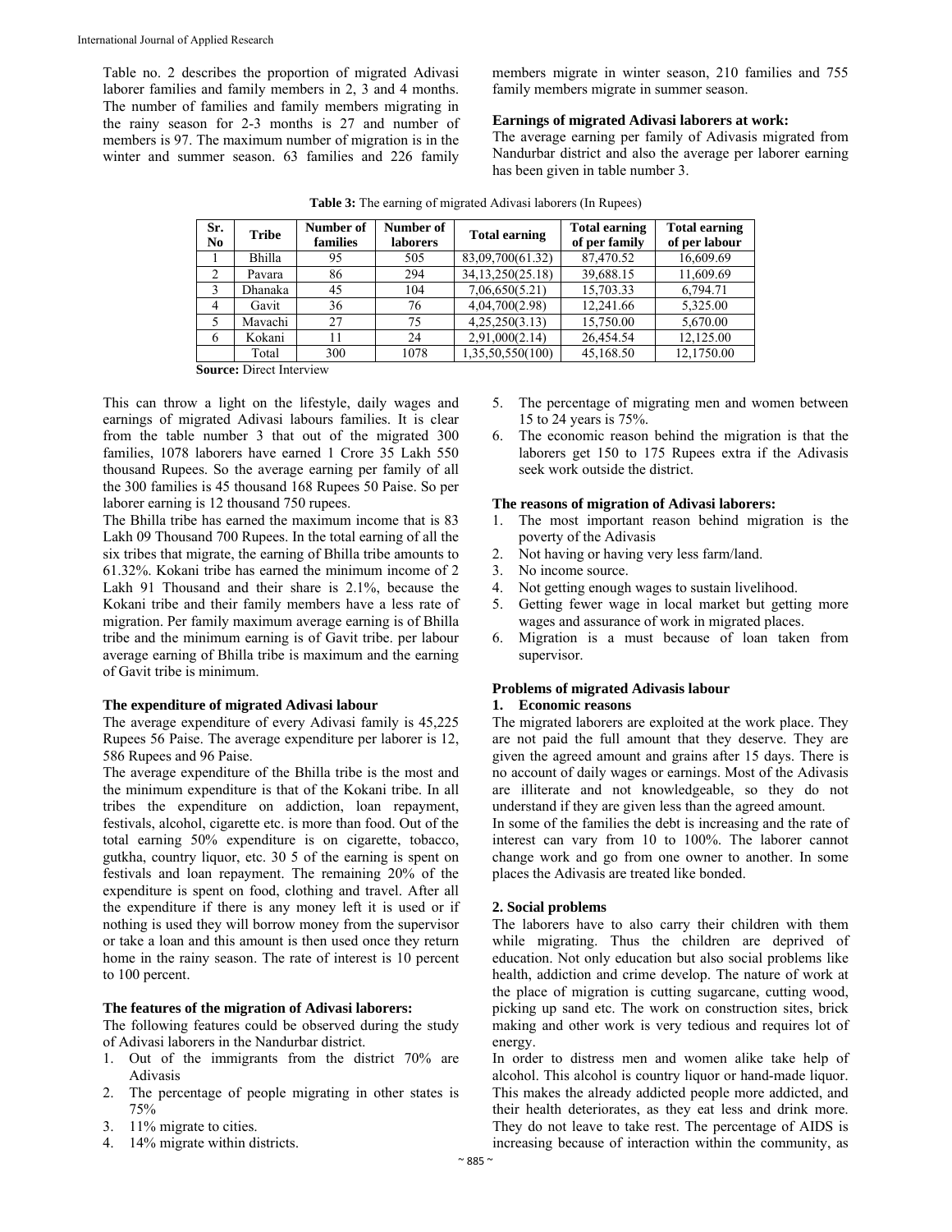Table no. 2 describes the proportion of migrated Adivasi laborer families and family members in 2, 3 and 4 months. The number of families and family members migrating in the rainy season for 2-3 months is 27 and number of members is 97. The maximum number of migration is in the winter and summer season. 63 families and 226 family members migrate in winter season, 210 families and 755 family members migrate in summer season.

### Earnings of migrated Adivasi laborers at work:

The average earning per family of Adivasis migrated from Nandurbar district and also the average per laborer earning has been given in table number 3.

**Table 3:** The earning of migrated Adivasi laborers (In Rupees)

| Sr. No | Tribe | Number of families | Number of laborers | Total earning | Total earning of per family | Total earning of per labour |
|---|---|---|---|---|---|---|
| 1 | Bhilla | 95 | 505 | 83,09,700(61.32) | 87,470.52 | 16,609.69 |
| 2 | Pavara | 86 | 294 | 34,13,250(25.18) | 39,688.15 | 11,609.69 |
| 3 | Dhanaka | 45 | 104 | 7,06,650(5.21) | 15,703.33 | 6,794.71 |
| 4 | Gavit | 36 | 76 | 4,04,700(2.98) | 12,241.66 | 5,325.00 |
| 5 | Mavachi | 27 | 75 | 4,25,250(3.13) | 15,750.00 | 5,670.00 |
| 6 | Kokani | 11 | 24 | 2,91,000(2.14) | 26,454.54 | 12,125.00 |
|  | Total | 300 | 1078 | 1,35,50,550(100) | 45,168.50 | 12,1750.00 |

**Source:** Direct Interview

This can throw a light on the lifestyle, daily wages and earnings of migrated Adivasi labours families. It is clear from the table number 3 that out of the migrated 300 families, 1078 laborers have earned 1 Crore 35 Lakh 550 thousand Rupees. So the average earning per family of all the 300 families is 45 thousand 168 Rupees 50 Paise. So per laborer earning is 12 thousand 750 rupees.

The Bhilla tribe has earned the maximum income that is 83 Lakh 09 Thousand 700 Rupees. In the total earning of all the six tribes that migrate, the earning of Bhilla tribe amounts to 61.32%. Kokani tribe has earned the minimum income of 2 Lakh 91 Thousand and their share is 2.1%, because the Kokani tribe and their family members have a less rate of migration. Per family maximum average earning is of Bhilla tribe and the minimum earning is of Gavit tribe. per labour average earning of Bhilla tribe is maximum and the earning of Gavit tribe is minimum.

### The expenditure of migrated Adivasi labour

The average expenditure of every Adivasi family is 45,225 Rupees 56 Paise. The average expenditure per laborer is 12, 586 Rupees and 96 Paise.

The average expenditure of the Bhilla tribe is the most and the minimum expenditure is that of the Kokani tribe. In all tribes the expenditure on addiction, loan repayment, festivals, alcohol, cigarette etc. is more than food. Out of the total earning 50% expenditure is on cigarette, tobacco, gutkha, country liquor, etc. 30 5 of the earning is spent on festivals and loan repayment. The remaining 20% of the expenditure is spent on food, clothing and travel. After all the expenditure if there is any money left it is used or if nothing is used they will borrow money from the supervisor or take a loan and this amount is then used once they return home in the rainy season. The rate of interest is 10 percent to 100 percent.

### The features of the migration of Adivasi laborers:

The following features could be observed during the study of Adivasi laborers in the Nandurbar district.

1. Out of the immigrants from the district 70% are Adivasis
2. The percentage of people migrating in other states is 75%
3. 11% migrate to cities.
4. 14% migrate within districts.
5. The percentage of migrating men and women between 15 to 24 years is 75%.
6. The economic reason behind the migration is that the laborers get 150 to 175 Rupees extra if the Adivasis seek work outside the district.

### The reasons of migration of Adivasi laborers:

1. The most important reason behind migration is the poverty of the Adivasis
2. Not having or having very less farm/land.
3. No income source.
4. Not getting enough wages to sustain livelihood.
5. Getting fewer wage in local market but getting more wages and assurance of work in migrated places.
6. Migration is a must because of loan taken from supervisor.

### Problems of migrated Adivasis labour

#### 1. Economic reasons

The migrated laborers are exploited at the work place. They are not paid the full amount that they deserve. They are given the agreed amount and grains after 15 days. There is no account of daily wages or earnings. Most of the Adivasis are illiterate and not knowledgeable, so they do not understand if they are given less than the agreed amount.

In some of the families the debt is increasing and the rate of interest can vary from 10 to 100%. The laborer cannot change work and go from one owner to another. In some places the Adivasis are treated like bonded.

#### 2. Social problems

The laborers have to also carry their children with them while migrating. Thus the children are deprived of education. Not only education but also social problems like health, addiction and crime develop. The nature of work at the place of migration is cutting sugarcane, cutting wood, picking up sand etc. The work on construction sites, brick making and other work is very tedious and requires lot of energy.

In order to distress men and women alike take help of alcohol. This alcohol is country liquor or hand-made liquor. This makes the already addicted people more addicted, and their health deteriorates, as they eat less and drink more. They do not leave to take rest. The percentage of AIDS is increasing because of interaction within the community, as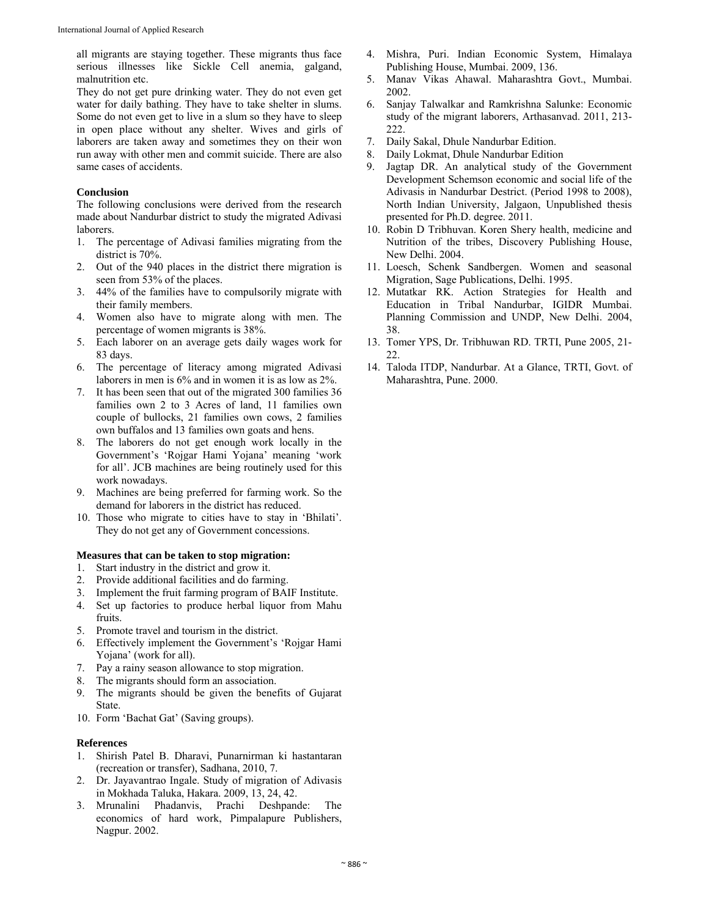all migrants are staying together. These migrants thus face serious illnesses like Sickle Cell anemia, galgand, malnutrition etc.

They do not get pure drinking water. They do not even get water for daily bathing. They have to take shelter in slums. Some do not even get to live in a slum so they have to sleep in open place without any shelter. Wives and girls of laborers are taken away and sometimes they on their won run away with other men and commit suicide. There are also same cases of accidents.

### Conclusion

The following conclusions were derived from the research made about Nandurbar district to study the migrated Adivasi laborers.

1. The percentage of Adivasi families migrating from the district is 70%.
2. Out of the 940 places in the district there migration is seen from 53% of the places.
3. 44% of the families have to compulsorily migrate with their family members.
4. Women also have to migrate along with men. The percentage of women migrants is 38%.
5. Each laborer on an average gets daily wages work for 83 days.
6. The percentage of literacy among migrated Adivasi laborers in men is 6% and in women it is as low as 2%.
7. It has been seen that out of the migrated 300 families 36 families own 2 to 3 Acres of land, 11 families own couple of bullocks, 21 families own cows, 2 families own buffalos and 13 families own goats and hens.
8. The laborers do not get enough work locally in the Government's 'Rojgar Hami Yojana' meaning 'work for all'. JCB machines are being routinely used for this work nowadays.
9. Machines are being preferred for farming work. So the demand for laborers in the district has reduced.
10. Those who migrate to cities have to stay in 'Bhilati'. They do not get any of Government concessions.

### Measures that can be taken to stop migration:

1. Start industry in the district and grow it.
2. Provide additional facilities and do farming.
3. Implement the fruit farming program of BAIF Institute.
4. Set up factories to produce herbal liquor from Mahu fruits.
5. Promote travel and tourism in the district.
6. Effectively implement the Government's 'Rojgar Hami Yojana' (work for all).
7. Pay a rainy season allowance to stop migration.
8. The migrants should form an association.
9. The migrants should be given the benefits of Gujarat State.
10. Form 'Bachat Gat' (Saving groups).

### References

1. Shirish Patel B. Dharavi, Punarnirman ki hastantaran (recreation or transfer), Sadhana, 2010, 7.
2. Dr. Jayavantrao Ingale. Study of migration of Adivasis in Mokhada Taluka, Hakara. 2009, 13, 24, 42.
3. Mrunalini Phadanvis, Prachi Deshpande: The economics of hard work, Pimpalapure Publishers, Nagpur. 2002.
4. Mishra, Puri. Indian Economic System, Himalaya Publishing House, Mumbai. 2009, 136.
5. Manav Vikas Ahawal. Maharashtra Govt., Mumbai. 2002.
6. Sanjay Talwalkar and Ramkrishna Salunke: Economic study of the migrant laborers, Arthasanvad. 2011, 213-222.
7. Daily Sakal, Dhule Nandurbar Edition.
8. Daily Lokmat, Dhule Nandurbar Edition
9. Jagtap DR. An analytical study of the Government Development Schemson economic and social life of the Adivasis in Nandurbar Destrict. (Period 1998 to 2008), North Indian University, Jalgaon, Unpublished thesis presented for Ph.D. degree. 2011.
10. Robin D Tribhuvan. Koren Shery health, medicine and Nutrition of the tribes, Discovery Publishing House, New Delhi. 2004.
11. Loesch, Schenk Sandbergen. Women and seasonal Migration, Sage Publications, Delhi. 1995.
12. Mutatkar RK. Action Strategies for Health and Education in Tribal Nandurbar, IGIDR Mumbai. Planning Commission and UNDP, New Delhi. 2004, 38.
13. Tomer YPS, Dr. Tribhuwan RD. TRTI, Pune 2005, 21-22.
14. Taloda ITDP, Nandurbar. At a Glance, TRTI, Govt. of Maharashtra, Pune. 2000.